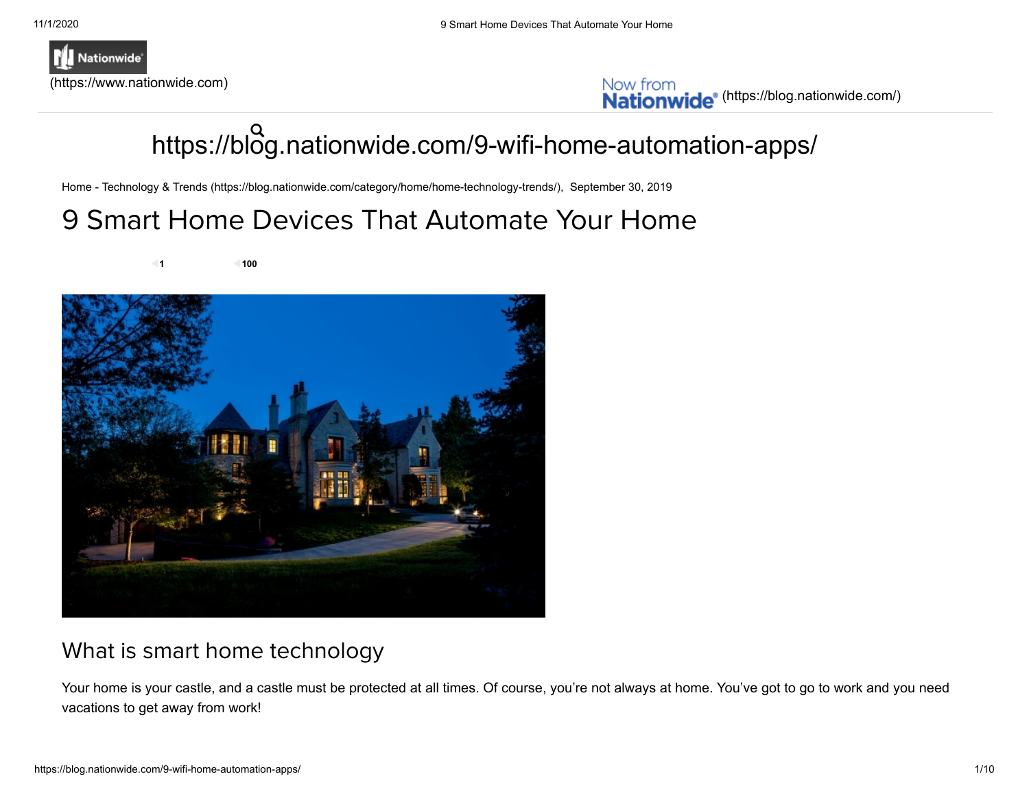(https://www.nationwide.com)

Now from Nationwide® (https://blog.nationwide.com/)

https://blog.nationwide.com/9-wifi-home-automation-apps/

Home - Technology & Trends (https://blog.nationwide.com/category/home/home-technology-trends/), September 30, 2019

# 9 Smart Home Devices That Automate Your Home

1 100

## What is smart home technology

Your home is your castle, and a castle must be protected at all times. Of course, you're not always at home. You've got to go to work and you need vacations to get away from work!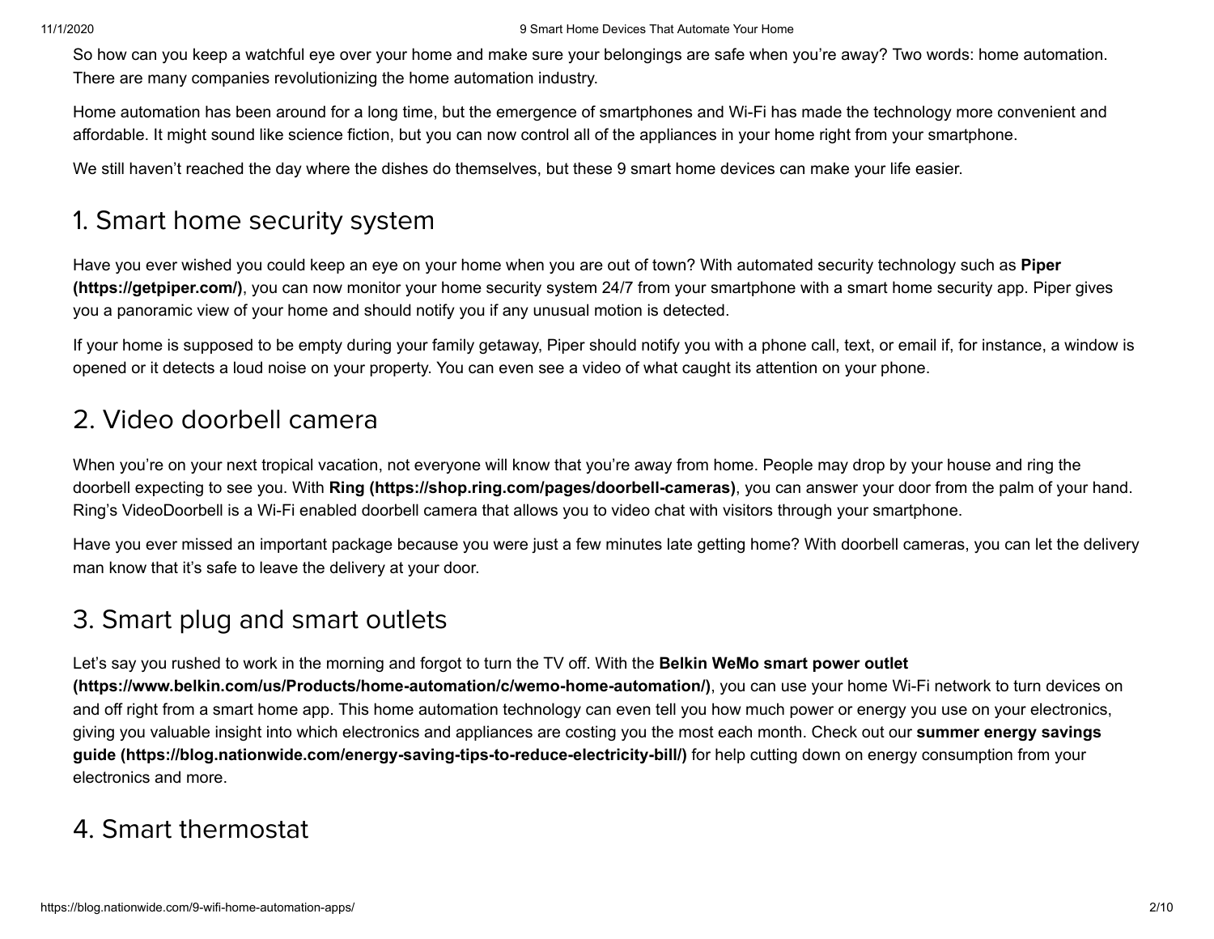So how can you keep a watchful eye over your home and make sure your belongings are safe when you're away? Two words: home automation. There are many companies revolutionizing the home automation industry.

Home automation has been around for a long time, but the emergence of smartphones and Wi-Fi has made the technology more convenient and affordable. It might sound like science fiction, but you can now control all of the appliances in your home right from your smartphone.

We still haven't reached the day where the dishes do themselves, but these 9 smart home devices can make your life easier.

## 1. Smart home security system

Have you ever wished you could keep an eye on your home when you are out of town? With automated security technology such as **Piper (https://getpiper.com/)**, you can now monitor your home security system 24/7 from your smartphone with a smart home security app. Piper gives you a panoramic view of your home and should notify you if any unusual motion is detected.

If your home is supposed to be empty during your family getaway, Piper should notify you with a phone call, text, or email if, for instance, a window is opened or it detects a loud noise on your property. You can even see a video of what caught its attention on your phone.

## 2. Video doorbell camera

When you're on your next tropical vacation, not everyone will know that you're away from home. People may drop by your house and ring the doorbell expecting to see you. With **Ring (https://shop.ring.com/pages/doorbell-cameras)**, you can answer your door from the palm of your hand. Ring's VideoDoorbell is a Wi-Fi enabled doorbell camera that allows you to video chat with visitors through your smartphone.

Have you ever missed an important package because you were just a few minutes late getting home? With doorbell cameras, you can let the delivery man know that it's safe to leave the delivery at your door.

## 3. Smart plug and smart outlets

Let's say you rushed to work in the morning and forgot to turn the TV off. With the **Belkin WeMo smart power outlet (https://www.belkin.com/us/Products/home-automation/c/wemo-home-automation/)**, you can use your home Wi-Fi network to turn devices on and off right from a smart home app. This home automation technology can even tell you how much power or energy you use on your electronics, giving you valuable insight into which electronics and appliances are costing you the most each month. Check out our **summer energy savings guide (https://blog.nationwide.com/energy-saving-tips-to-reduce-electricity-bill/)** for help cutting down on energy consumption from your electronics and more.

## 4. Smart thermostat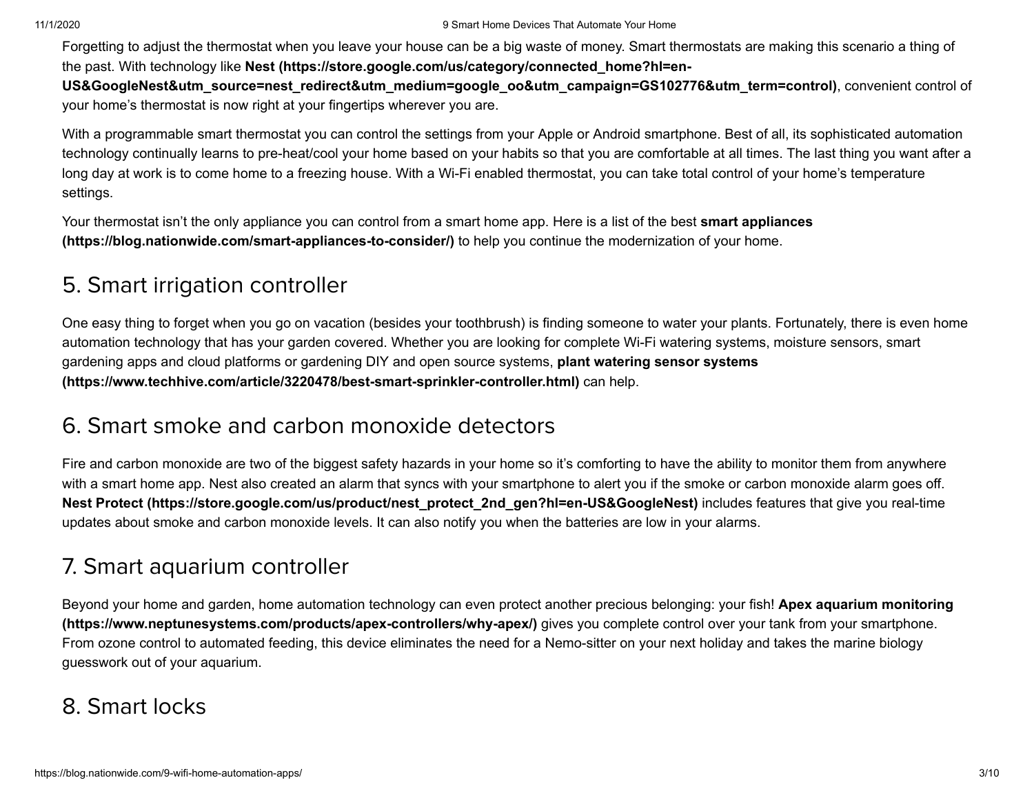Forgetting to adjust the thermostat when you leave your house can be a big waste of money. Smart thermostats are making this scenario a thing of the past. With technology like **Nest (https://store.google.com/us/category/connected_home?hl=en-US&GoogleNest&utm_source=nest_redirect&utm_medium=google_oo&utm_campaign=GS102776&utm_term=control)**, convenient control of your home's thermostat is now right at your fingertips wherever you are.

With a programmable smart thermostat you can control the settings from your Apple or Android smartphone. Best of all, its sophisticated automation technology continually learns to pre-heat/cool your home based on your habits so that you are comfortable at all times. The last thing you want after a long day at work is to come home to a freezing house. With a Wi-Fi enabled thermostat, you can take total control of your home's temperature settings.

Your thermostat isn't the only appliance you can control from a smart home app. Here is a list of the best **smart appliances (https://blog.nationwide.com/smart-appliances-to-consider/)** to help you continue the modernization of your home.

## 5. Smart irrigation controller

One easy thing to forget when you go on vacation (besides your toothbrush) is finding someone to water your plants. Fortunately, there is even home automation technology that has your garden covered. Whether you are looking for complete Wi-Fi watering systems, moisture sensors, smart gardening apps and cloud platforms or gardening DIY and open source systems, **plant watering sensor systems (https://www.techhive.com/article/3220478/best-smart-sprinkler-controller.html)** can help.

## 6. Smart smoke and carbon monoxide detectors

Fire and carbon monoxide are two of the biggest safety hazards in your home so it's comforting to have the ability to monitor them from anywhere with a smart home app. Nest also created an alarm that syncs with your smartphone to alert you if the smoke or carbon monoxide alarm goes off. **Nest Protect (https://store.google.com/us/product/nest_protect_2nd_gen?hl=en-US&GoogleNest)** includes features that give you real-time updates about smoke and carbon monoxide levels. It can also notify you when the batteries are low in your alarms.

## 7. Smart aquarium controller

Beyond your home and garden, home automation technology can even protect another precious belonging: your fish! **Apex aquarium monitoring (https://www.neptunesystems.com/products/apex-controllers/why-apex/)** gives you complete control over your tank from your smartphone. From ozone control to automated feeding, this device eliminates the need for a Nemo-sitter on your next holiday and takes the marine biology guesswork out of your aquarium.

## 8. Smart locks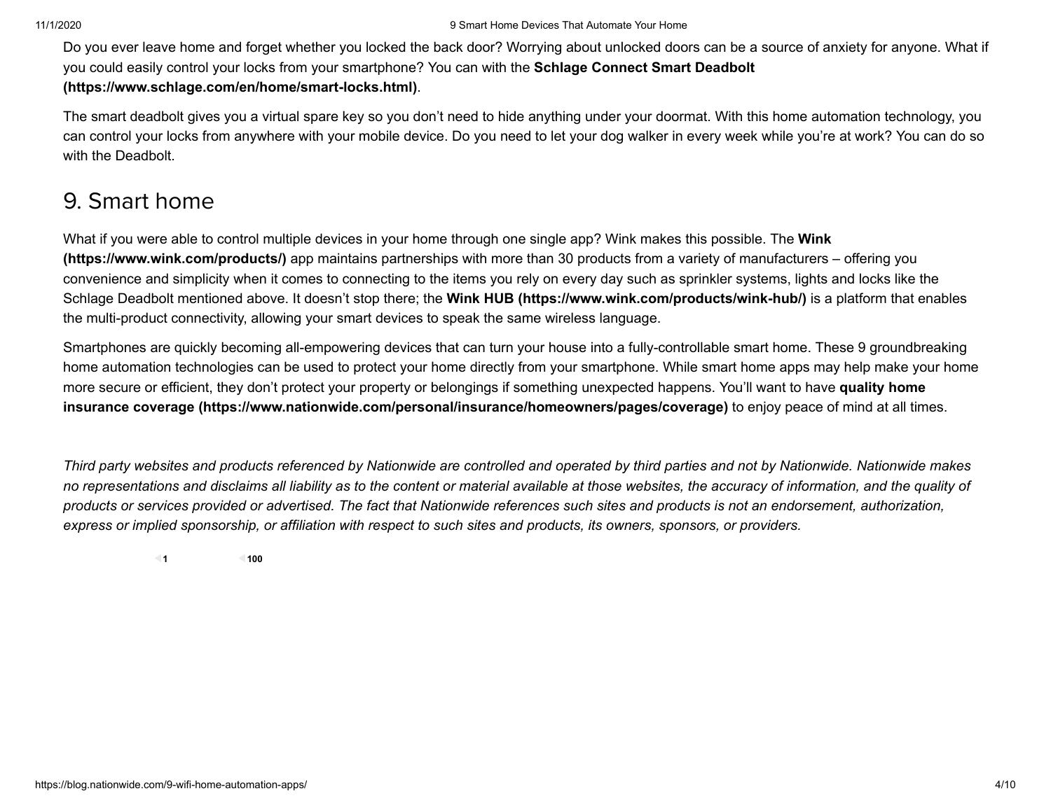Do you ever leave home and forget whether you locked the back door? Worrying about unlocked doors can be a source of anxiety for anyone. What if you could easily control your locks from your smartphone? You can with the **Schlage Connect Smart Deadbolt (https://www.schlage.com/en/home/smart-locks.html)**.

The smart deadbolt gives you a virtual spare key so you don't need to hide anything under your doormat. With this home automation technology, you can control your locks from anywhere with your mobile device. Do you need to let your dog walker in every week while you're at work? You can do so with the Deadbolt.

## 9. Smart home

What if you were able to control multiple devices in your home through one single app? Wink makes this possible. The **Wink (https://www.wink.com/products/)** app maintains partnerships with more than 30 products from a variety of manufacturers – offering you convenience and simplicity when it comes to connecting to the items you rely on every day such as sprinkler systems, lights and locks like the Schlage Deadbolt mentioned above. It doesn't stop there; the **Wink HUB (https://www.wink.com/products/wink-hub/)** is a platform that enables the multi-product connectivity, allowing your smart devices to speak the same wireless language.

Smartphones are quickly becoming all-empowering devices that can turn your house into a fully-controllable smart home. These 9 groundbreaking home automation technologies can be used to protect your home directly from your smartphone. While smart home apps may help make your home more secure or efficient, they don't protect your property or belongings if something unexpected happens. You'll want to have **quality home insurance coverage (https://www.nationwide.com/personal/insurance/homeowners/pages/coverage)** to enjoy peace of mind at all times.

*Third party websites and products referenced by Nationwide are controlled and operated by third parties and not by Nationwide. Nationwide makes no representations and disclaims all liability as to the content or material available at those websites, the accuracy of information, and the quality of products or services provided or advertised. The fact that Nationwide references such sites and products is not an endorsement, authorization, express or implied sponsorship, or affiliation with respect to such sites and products, its owners, sponsors, or providers.*

1 100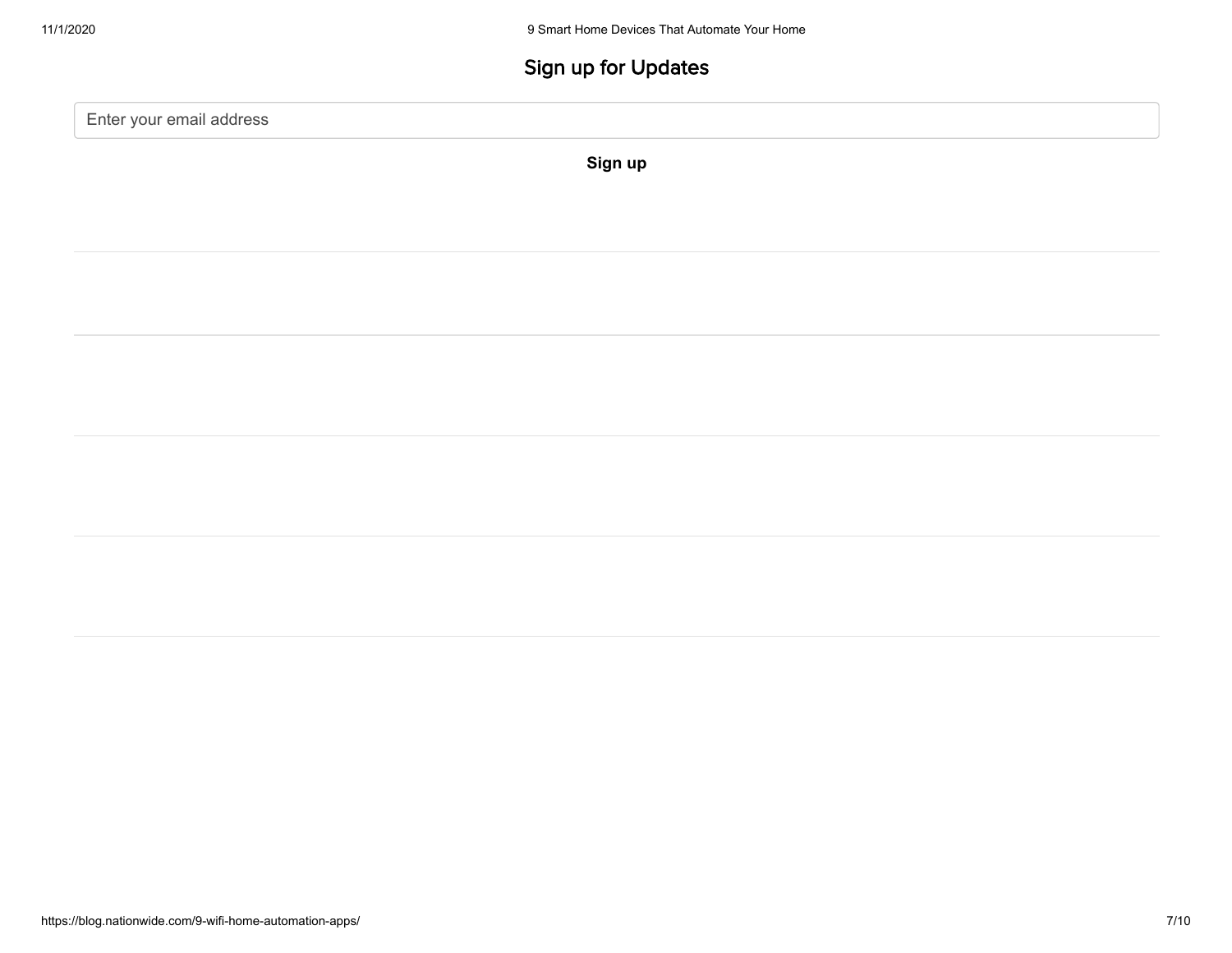## Sign up for Updates

Enter your email address

**Sign up**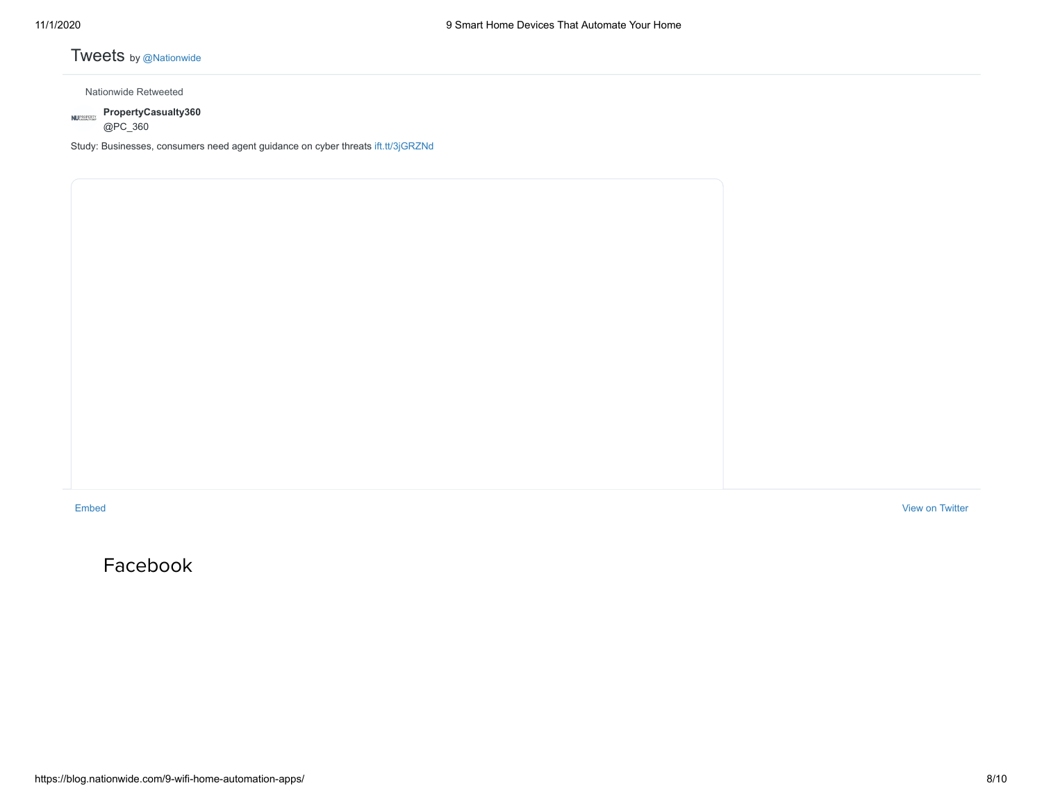Tweets by @Nationwide

Nationwide Retweeted

**PropertyCasualty360**
@PC_360

Study: Businesses, consumers need agent guidance on cyber threats ift.tt/3jGRZNd

Embed

View on Twitter

## Facebook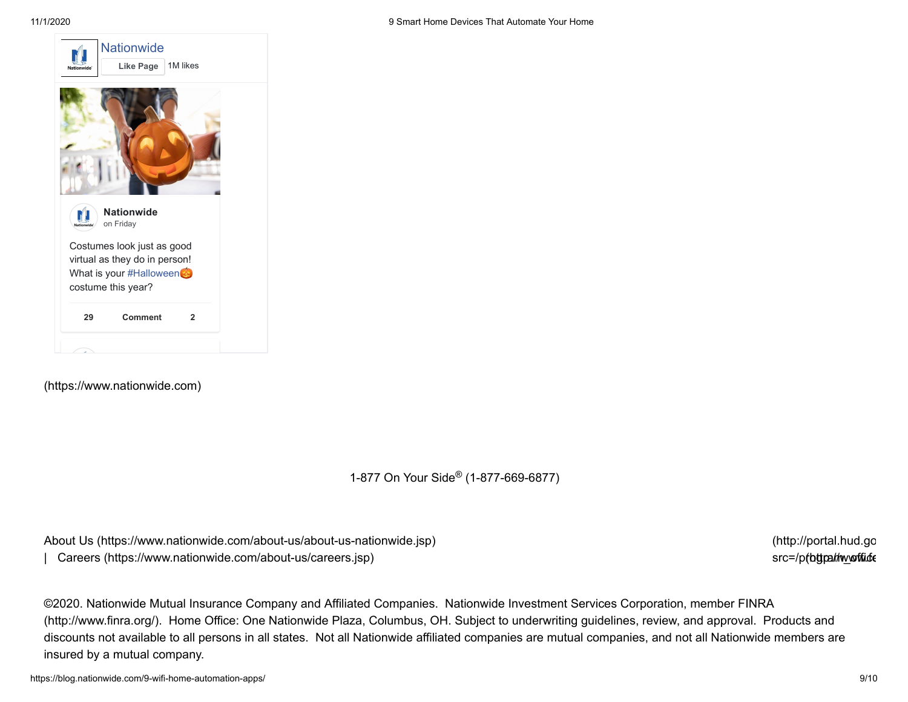Nationwide

Like Page 1M likes

Nationwide
on Friday

Costumes look just as good virtual as they do in person! What is your #Halloween🎃 costume this year?

29 Comment 2

(https://www.nationwide.com)

1-877 On Your Side® (1-877-669-6877)

About Us (https://www.nationwide.com/about-us/about-us-nationwide.jsp) | Careers (https://www.nationwide.com/about-us/careers.jsp)

(http://portal.hud.go src=/p(ohttpa/h/wofli.fe

©2020. Nationwide Mutual Insurance Company and Affiliated Companies. Nationwide Investment Services Corporation, member FINRA (http://www.finra.org/). Home Office: One Nationwide Plaza, Columbus, OH. Subject to underwriting guidelines, review, and approval. Products and discounts not available to all persons in all states. Not all Nationwide affiliated companies are mutual companies, and not all Nationwide members are insured by a mutual company.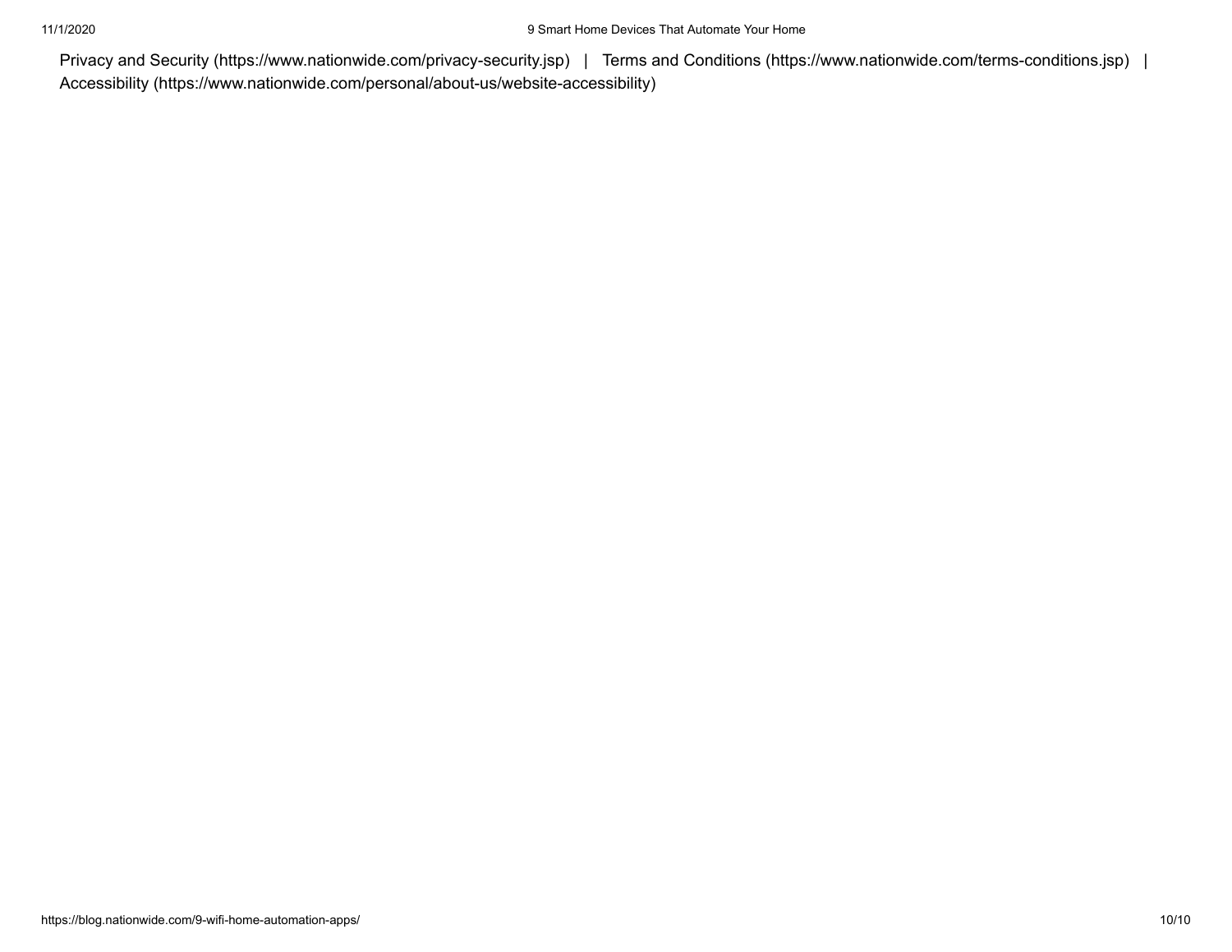Privacy and Security (https://www.nationwide.com/privacy-security.jsp) | Terms and Conditions (https://www.nationwide.com/terms-conditions.jsp) | Accessibility (https://www.nationwide.com/personal/about-us/website-accessibility)